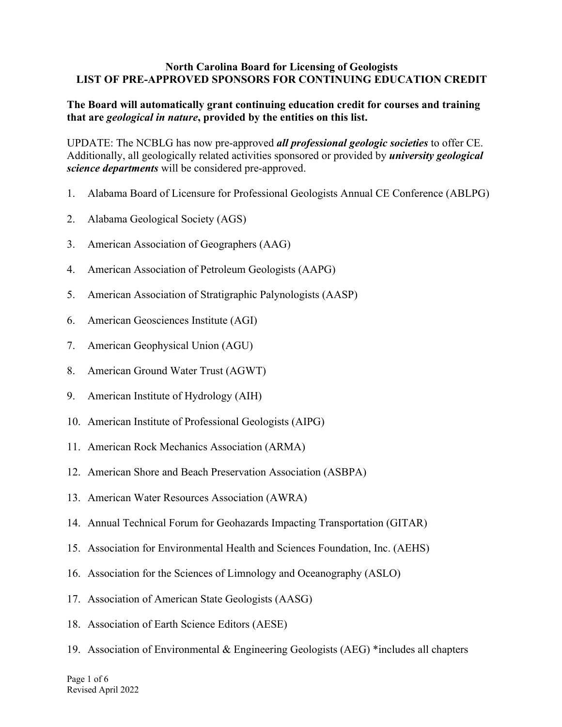# North Carolina Board for Licensing of Geologists
## LIST OF PRE-APPROVED SPONSORS FOR CONTINUING EDUCATION CREDIT

**The Board will automatically grant continuing education credit for courses and training that are *geological in nature*, provided by the entities on this list.**

UPDATE: The NCBLG has now pre-approved ***all professional geologic societies*** to offer CE. Additionally, all geologically related activities sponsored or provided by ***university geological science departments*** will be considered pre-approved.

1. Alabama Board of Licensure for Professional Geologists Annual CE Conference (ABLPG)
2. Alabama Geological Society (AGS)
3. American Association of Geographers (AAG)
4. American Association of Petroleum Geologists (AAPG)
5. American Association of Stratigraphic Palynologists (AASP)
6. American Geosciences Institute (AGI)
7. American Geophysical Union (AGU)
8. American Ground Water Trust (AGWT)
9. American Institute of Hydrology (AIH)
10. American Institute of Professional Geologists (AIPG)
11. American Rock Mechanics Association (ARMA)
12. American Shore and Beach Preservation Association (ASBPA)
13. American Water Resources Association (AWRA)
14. Annual Technical Forum for Geohazards Impacting Transportation (GITAR)
15. Association for Environmental Health and Sciences Foundation, Inc. (AEHS)
16. Association for the Sciences of Limnology and Oceanography (ASLO)
17. Association of American State Geologists (AASG)
18. Association of Earth Science Editors (AESE)
19. Association of Environmental & Engineering Geologists (AEG) *includes all chapters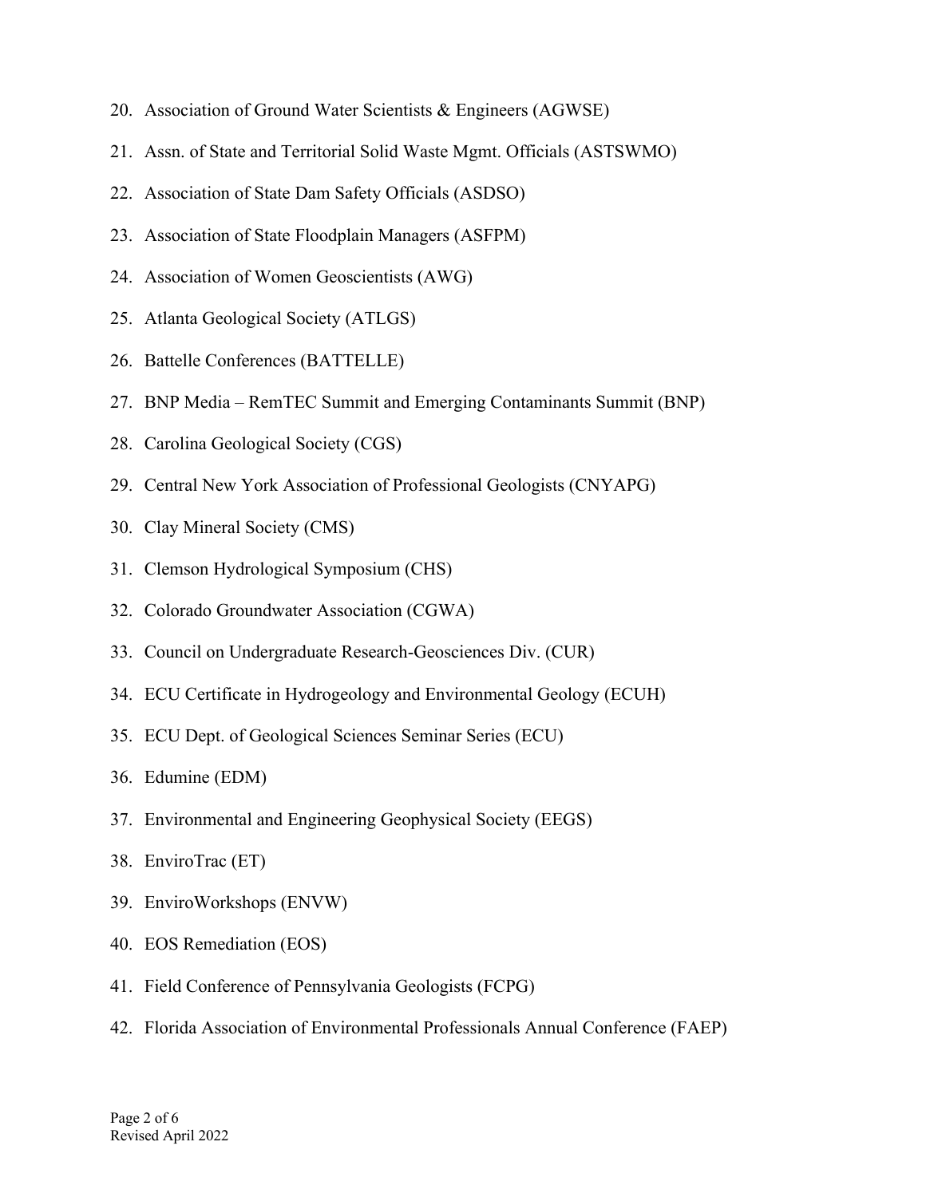20. Association of Ground Water Scientists & Engineers (AGWSE)
21. Assn. of State and Territorial Solid Waste Mgmt. Officials (ASTSWMO)
22. Association of State Dam Safety Officials (ASDSO)
23. Association of State Floodplain Managers (ASFPM)
24. Association of Women Geoscientists (AWG)
25. Atlanta Geological Society (ATLGS)
26. Battelle Conferences (BATTELLE)
27. BNP Media – RemTEC Summit and Emerging Contaminants Summit (BNP)
28. Carolina Geological Society (CGS)
29. Central New York Association of Professional Geologists (CNYAPG)
30. Clay Mineral Society (CMS)
31. Clemson Hydrological Symposium (CHS)
32. Colorado Groundwater Association (CGWA)
33. Council on Undergraduate Research-Geosciences Div. (CUR)
34. ECU Certificate in Hydrogeology and Environmental Geology (ECUH)
35. ECU Dept. of Geological Sciences Seminar Series (ECU)
36. Edumine (EDM)
37. Environmental and Engineering Geophysical Society (EEGS)
38. EnviroTrac (ET)
39. EnviroWorkshops (ENVW)
40. EOS Remediation (EOS)
41. Field Conference of Pennsylvania Geologists (FCPG)
42. Florida Association of Environmental Professionals Annual Conference (FAEP)

Revised April 2022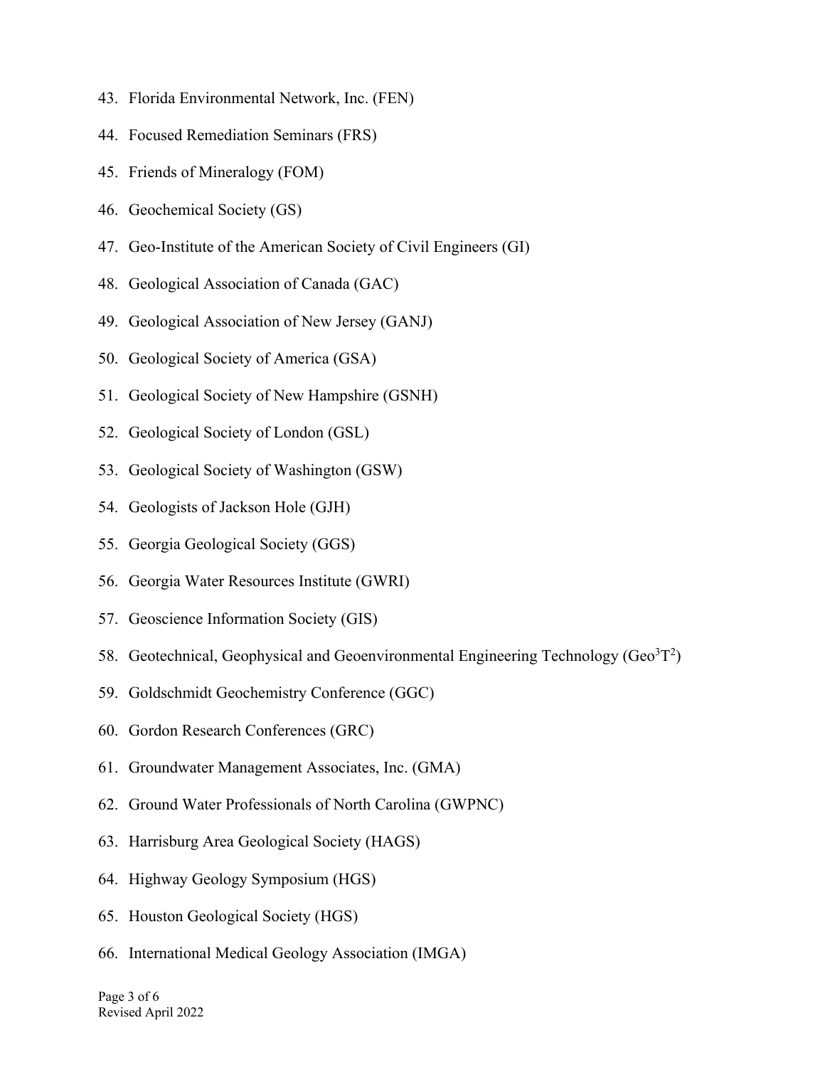43. Florida Environmental Network, Inc. (FEN)
44. Focused Remediation Seminars (FRS)
45. Friends of Mineralogy (FOM)
46. Geochemical Society (GS)
47. Geo-Institute of the American Society of Civil Engineers (GI)
48. Geological Association of Canada (GAC)
49. Geological Association of New Jersey (GANJ)
50. Geological Society of America (GSA)
51. Geological Society of New Hampshire (GSNH)
52. Geological Society of London (GSL)
53. Geological Society of Washington (GSW)
54. Geologists of Jackson Hole (GJH)
55. Georgia Geological Society (GGS)
56. Georgia Water Resources Institute (GWRI)
57. Geoscience Information Society (GIS)
58. Geotechnical, Geophysical and Geoenvironmental Engineering Technology ($Geo^3T^2$)
59. Goldschmidt Geochemistry Conference (GGC)
60. Gordon Research Conferences (GRC)
61. Groundwater Management Associates, Inc. (GMA)
62. Ground Water Professionals of North Carolina (GWPNC)
63. Harrisburg Area Geological Society (HAGS)
64. Highway Geology Symposium (HGS)
65. Houston Geological Society (HGS)
66. International Medical Geology Association (IMGA)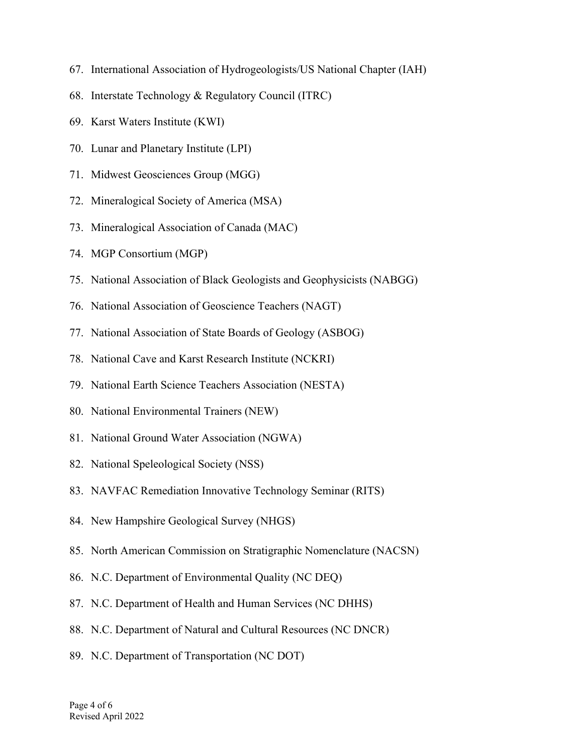67. International Association of Hydrogeologists/US National Chapter (IAH)
68. Interstate Technology & Regulatory Council (ITRC)
69. Karst Waters Institute (KWI)
70. Lunar and Planetary Institute (LPI)
71. Midwest Geosciences Group (MGG)
72. Mineralogical Society of America (MSA)
73. Mineralogical Association of Canada (MAC)
74. MGP Consortium (MGP)
75. National Association of Black Geologists and Geophysicists (NABGG)
76. National Association of Geoscience Teachers (NAGT)
77. National Association of State Boards of Geology (ASBOG)
78. National Cave and Karst Research Institute (NCKRI)
79. National Earth Science Teachers Association (NESTA)
80. National Environmental Trainers (NEW)
81. National Ground Water Association (NGWA)
82. National Speleological Society (NSS)
83. NAVFAC Remediation Innovative Technology Seminar (RITS)
84. New Hampshire Geological Survey (NHGS)
85. North American Commission on Stratigraphic Nomenclature (NACSN)
86. N.C. Department of Environmental Quality (NC DEQ)
87. N.C. Department of Health and Human Services (NC DHHS)
88. N.C. Department of Natural and Cultural Resources (NC DNCR)
89. N.C. Department of Transportation (NC DOT)

Revised April 2022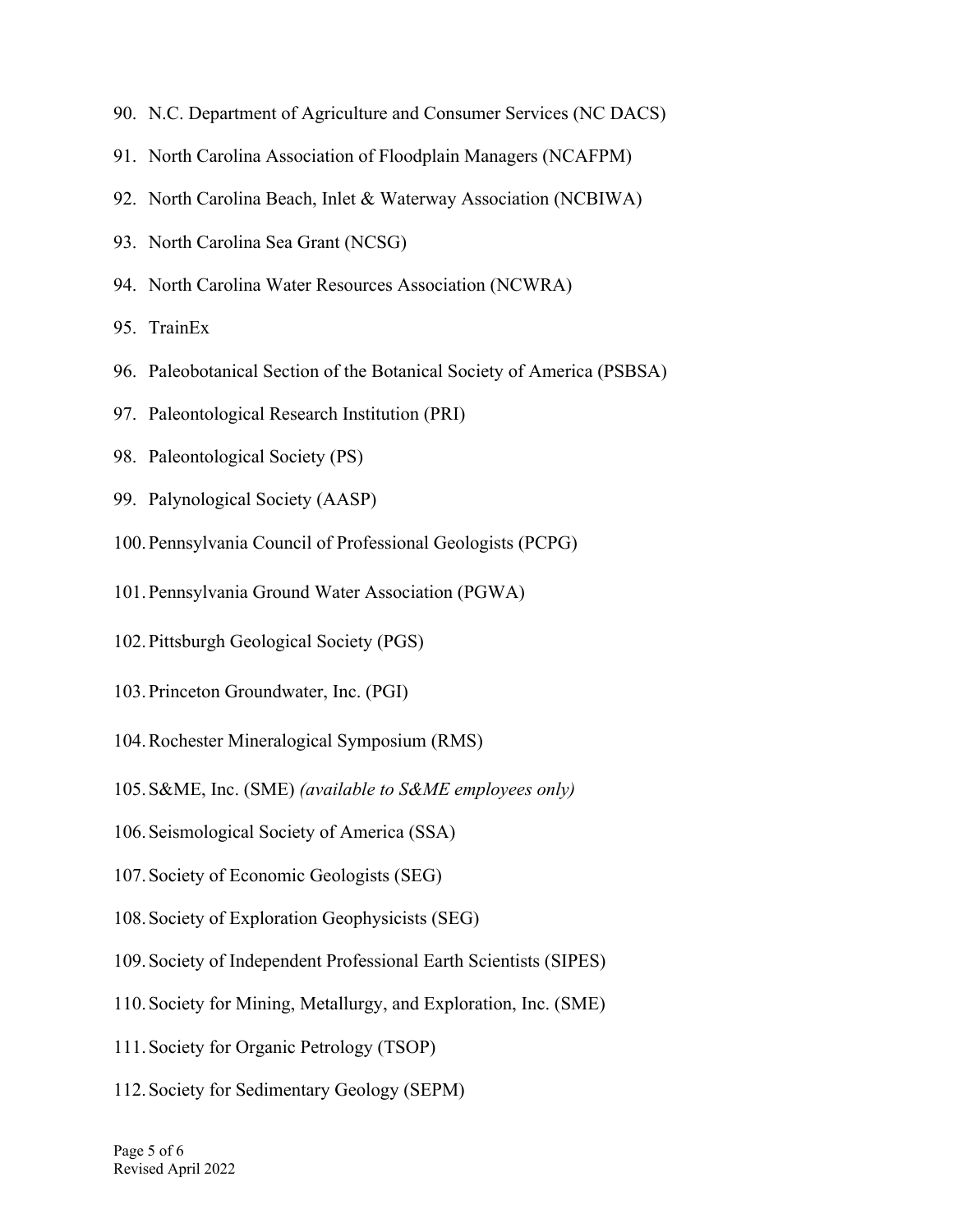90. N.C. Department of Agriculture and Consumer Services (NC DACS)
91. North Carolina Association of Floodplain Managers (NCAFPM)
92. North Carolina Beach, Inlet & Waterway Association (NCBIWA)
93. North Carolina Sea Grant (NCSG)
94. North Carolina Water Resources Association (NCWRA)
95. TrainEx
96. Paleobotanical Section of the Botanical Society of America (PSBSA)
97. Paleontological Research Institution (PRI)
98. Paleontological Society (PS)
99. Palynological Society (AASP)
100. Pennsylvania Council of Professional Geologists (PCPG)
101. Pennsylvania Ground Water Association (PGWA)
102. Pittsburgh Geological Society (PGS)
103. Princeton Groundwater, Inc. (PGI)
104. Rochester Mineralogical Symposium (RMS)
105. S&ME, Inc. (SME) *(available to S&ME employees only)*
106. Seismological Society of America (SSA)
107. Society of Economic Geologists (SEG)
108. Society of Exploration Geophysicists (SEG)
109. Society of Independent Professional Earth Scientists (SIPES)
110. Society for Mining, Metallurgy, and Exploration, Inc. (SME)
111. Society for Organic Petrology (TSOP)
112. Society for Sedimentary Geology (SEPM)

Revised April 2022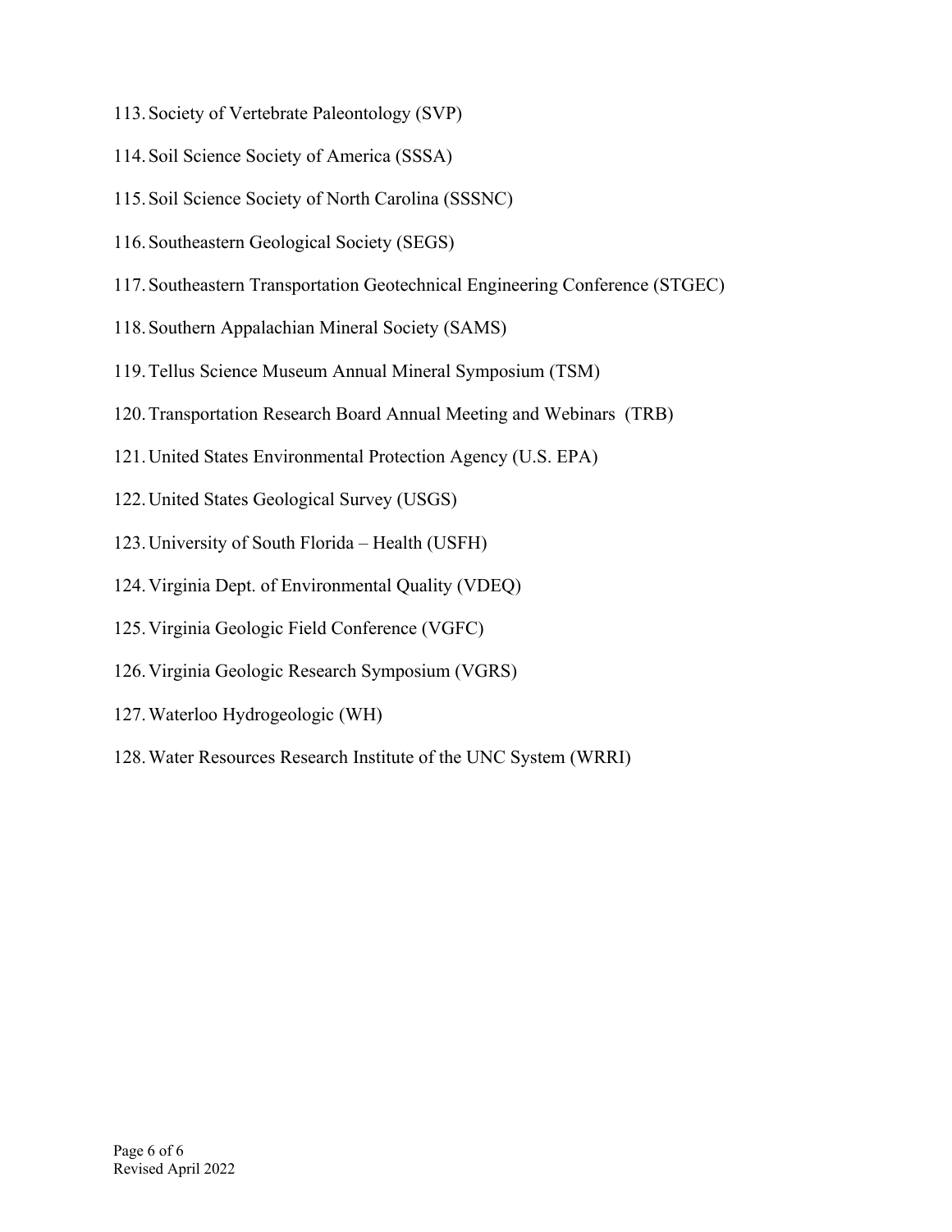113. Society of Vertebrate Paleontology (SVP)
114. Soil Science Society of America (SSSA)
115. Soil Science Society of North Carolina (SSSNC)
116. Southeastern Geological Society (SEGS)
117. Southeastern Transportation Geotechnical Engineering Conference (STGEC)
118. Southern Appalachian Mineral Society (SAMS)
119. Tellus Science Museum Annual Mineral Symposium (TSM)
120. Transportation Research Board Annual Meeting and Webinars (TRB)
121. United States Environmental Protection Agency (U.S. EPA)
122. United States Geological Survey (USGS)
123. University of South Florida – Health (USFH)
124. Virginia Dept. of Environmental Quality (VDEQ)
125. Virginia Geologic Field Conference (VGFC)
126. Virginia Geologic Research Symposium (VGRS)
127. Waterloo Hydrogeologic (WH)
128. Water Resources Research Institute of the UNC System (WRRI)

Revised April 2022